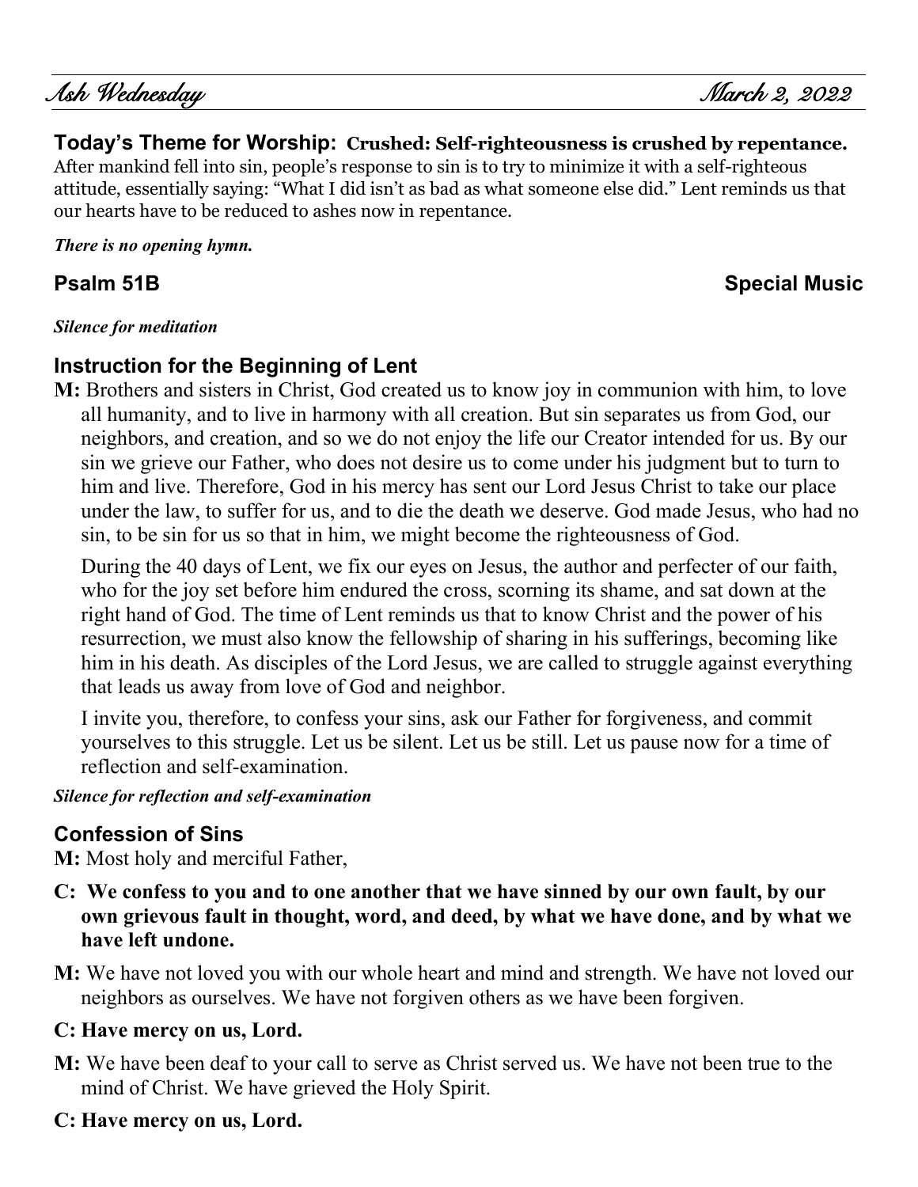# Ash Wednesday — March 2, 2022

**Today's Theme for Worship: Crushed: Self-righteousness is crushed by repentance.**
After mankind fell into sin, people's response to sin is to try to minimize it with a self-righteous attitude, essentially saying: "What I did isn't as bad as what someone else did." Lent reminds us that our hearts have to be reduced to ashes now in repentance.

***There is no opening hymn.***

## Psalm 51B — Special Music

***Silence for meditation***

## Instruction for the Beginning of Lent

**M:** Brothers and sisters in Christ, God created us to know joy in communion with him, to love all humanity, and to live in harmony with all creation. But sin separates us from God, our neighbors, and creation, and so we do not enjoy the life our Creator intended for us. By our sin we grieve our Father, who does not desire us to come under his judgment but to turn to him and live. Therefore, God in his mercy has sent our Lord Jesus Christ to take our place under the law, to suffer for us, and to die the death we deserve. God made Jesus, who had no sin, to be sin for us so that in him, we might become the righteousness of God.

During the 40 days of Lent, we fix our eyes on Jesus, the author and perfecter of our faith, who for the joy set before him endured the cross, scorning its shame, and sat down at the right hand of God. The time of Lent reminds us that to know Christ and the power of his resurrection, we must also know the fellowship of sharing in his sufferings, becoming like him in his death. As disciples of the Lord Jesus, we are called to struggle against everything that leads us away from love of God and neighbor.

I invite you, therefore, to confess your sins, ask our Father for forgiveness, and commit yourselves to this struggle. Let us be silent. Let us be still. Let us pause now for a time of reflection and self-examination.

***Silence for reflection and self-examination***

## Confession of Sins

**M:** Most holy and merciful Father,

**C: We confess to you and to one another that we have sinned by our own fault, by our own grievous fault in thought, word, and deed, by what we have done, and by what we have left undone.**

**M:** We have not loved you with our whole heart and mind and strength. We have not loved our neighbors as ourselves. We have not forgiven others as we have been forgiven.

**C: Have mercy on us, Lord.**

**M:** We have been deaf to your call to serve as Christ served us. We have not been true to the mind of Christ. We have grieved the Holy Spirit.

**C: Have mercy on us, Lord.**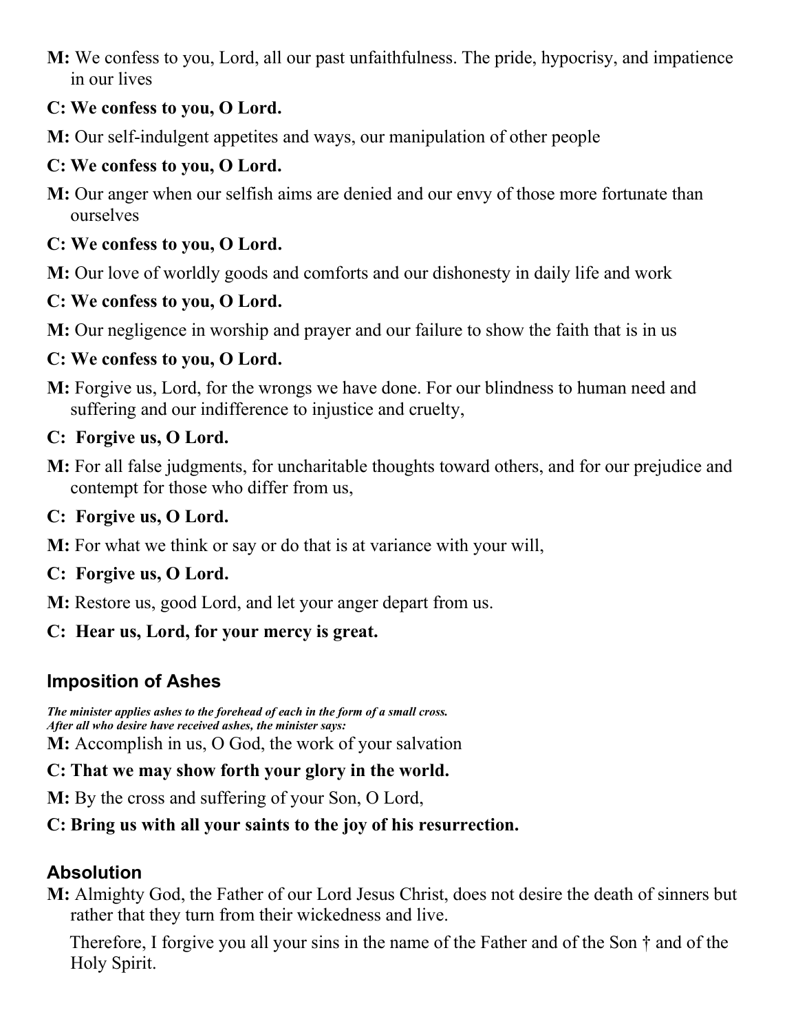**M:** We confess to you, Lord, all our past unfaithfulness. The pride, hypocrisy, and impatience in our lives

**C: We confess to you, O Lord.**

**M:** Our self-indulgent appetites and ways, our manipulation of other people

**C: We confess to you, O Lord.**

**M:** Our anger when our selfish aims are denied and our envy of those more fortunate than ourselves

**C: We confess to you, O Lord.**

**M:** Our love of worldly goods and comforts and our dishonesty in daily life and work

**C: We confess to you, O Lord.**

**M:** Our negligence in worship and prayer and our failure to show the faith that is in us

**C: We confess to you, O Lord.**

**M:** Forgive us, Lord, for the wrongs we have done. For our blindness to human need and suffering and our indifference to injustice and cruelty,

**C: Forgive us, O Lord.**

**M:** For all false judgments, for uncharitable thoughts toward others, and for our prejudice and contempt for those who differ from us,

**C: Forgive us, O Lord.**

**M:** For what we think or say or do that is at variance with your will,

**C: Forgive us, O Lord.**

**M:** Restore us, good Lord, and let your anger depart from us.

**C: Hear us, Lord, for your mercy is great.**

## Imposition of Ashes

***The minister applies ashes to the forehead of each in the form of a small cross.***
***After all who desire have received ashes, the minister says:***

**M:** Accomplish in us, O God, the work of your salvation

**C: That we may show forth your glory in the world.**

**M:** By the cross and suffering of your Son, O Lord,

**C: Bring us with all your saints to the joy of his resurrection.**

## Absolution

**M:** Almighty God, the Father of our Lord Jesus Christ, does not desire the death of sinners but rather that they turn from their wickedness and live.

Therefore, I forgive you all your sins in the name of the Father and of the Son † and of the Holy Spirit.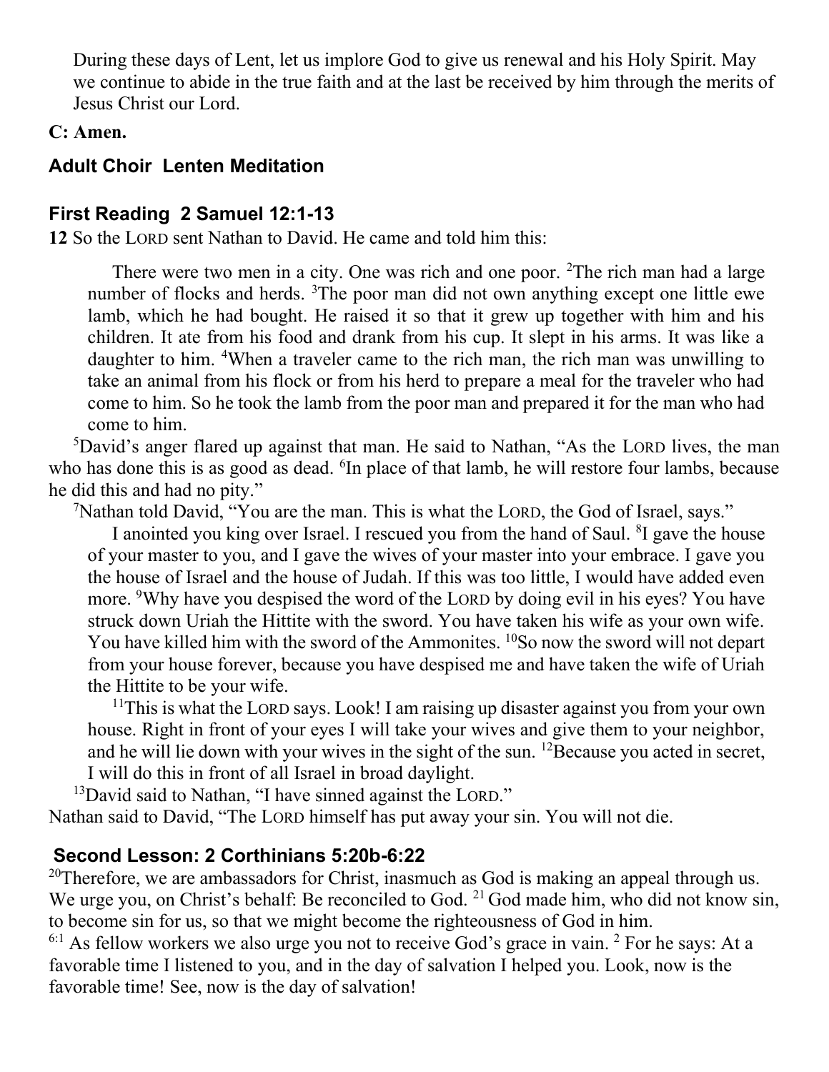During these days of Lent, let us implore God to give us renewal and his Holy Spirit. May we continue to abide in the true faith and at the last be received by him through the merits of Jesus Christ our Lord.

**C: Amen.**

### Adult Choir Lenten Meditation

### First Reading 2 Samuel 12:1-13

**12** So the LORD sent Nathan to David. He came and told him this:

> There were two men in a city. One was rich and one poor. [2]The rich man had a large number of flocks and herds. [3]The poor man did not own anything except one little ewe lamb, which he had bought. He raised it so that it grew up together with him and his children. It ate from his food and drank from his cup. It slept in his arms. It was like a daughter to him. [4]When a traveler came to the rich man, the rich man was unwilling to take an animal from his flock or from his herd to prepare a meal for the traveler who had come to him. So he took the lamb from the poor man and prepared it for the man who had come to him.

[5]David's anger flared up against that man. He said to Nathan, "As the LORD lives, the man who has done this is as good as dead. [6]In place of that lamb, he will restore four lambs, because he did this and had no pity."

[7]Nathan told David, "You are the man. This is what the LORD, the God of Israel, says."

> I anointed you king over Israel. I rescued you from the hand of Saul. [8]I gave the house of your master to you, and I gave the wives of your master into your embrace. I gave you the house of Israel and the house of Judah. If this was too little, I would have added even more. [9]Why have you despised the word of the LORD by doing evil in his eyes? You have struck down Uriah the Hittite with the sword. You have taken his wife as your own wife. You have killed him with the sword of the Ammonites. [10]So now the sword will not depart from your house forever, because you have despised me and have taken the wife of Uriah the Hittite to be your wife.
>
> [11]This is what the LORD says. Look! I am raising up disaster against you from your own house. Right in front of your eyes I will take your wives and give them to your neighbor, and he will lie down with your wives in the sight of the sun. [12]Because you acted in secret, I will do this in front of all Israel in broad daylight.

[13]David said to Nathan, "I have sinned against the LORD."

Nathan said to David, "The LORD himself has put away your sin. You will not die.

### Second Lesson: 2 Corthinians 5:20b-6:22

[20]Therefore, we are ambassadors for Christ, inasmuch as God is making an appeal through us. We urge you, on Christ's behalf: Be reconciled to God. [21] God made him, who did not know sin, to become sin for us, so that we might become the righteousness of God in him.

[6:1] As fellow workers we also urge you not to receive God's grace in vain. [2] For he says: At a favorable time I listened to you, and in the day of salvation I helped you. Look, now is the favorable time! See, now is the day of salvation!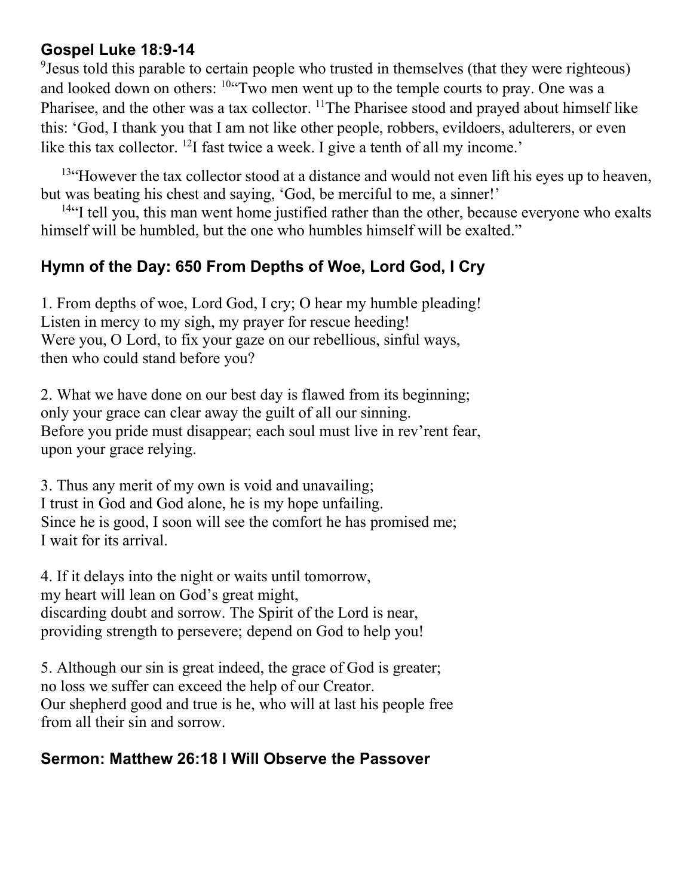## Gospel Luke 18:9-14

[9]Jesus told this parable to certain people who trusted in themselves (that they were righteous) and looked down on others: [10]"Two men went up to the temple courts to pray. One was a Pharisee, and the other was a tax collector. [11]The Pharisee stood and prayed about himself like this: 'God, I thank you that I am not like other people, robbers, evildoers, adulterers, or even like this tax collector. [12]I fast twice a week. I give a tenth of all my income.'

[13]"However the tax collector stood at a distance and would not even lift his eyes up to heaven, but was beating his chest and saying, 'God, be merciful to me, a sinner!'

[14]"I tell you, this man went home justified rather than the other, because everyone who exalts himself will be humbled, but the one who humbles himself will be exalted."

## Hymn of the Day: 650 From Depths of Woe, Lord God, I Cry

1. From depths of woe, Lord God, I cry; O hear my humble pleading!
Listen in mercy to my sigh, my prayer for rescue heeding!
Were you, O Lord, to fix your gaze on our rebellious, sinful ways,
then who could stand before you?

2. What we have done on our best day is flawed from its beginning;
only your grace can clear away the guilt of all our sinning.
Before you pride must disappear; each soul must live in rev'rent fear,
upon your grace relying.

3. Thus any merit of my own is void and unavailing;
I trust in God and God alone, he is my hope unfailing.
Since he is good, I soon will see the comfort he has promised me;
I wait for its arrival.

4. If it delays into the night or waits until tomorrow,
my heart will lean on God's great might,
discarding doubt and sorrow. The Spirit of the Lord is near,
providing strength to persevere; depend on God to help you!

5. Although our sin is great indeed, the grace of God is greater;
no loss we suffer can exceed the help of our Creator.
Our shepherd good and true is he, who will at last his people free
from all their sin and sorrow.

## Sermon: Matthew 26:18 I Will Observe the Passover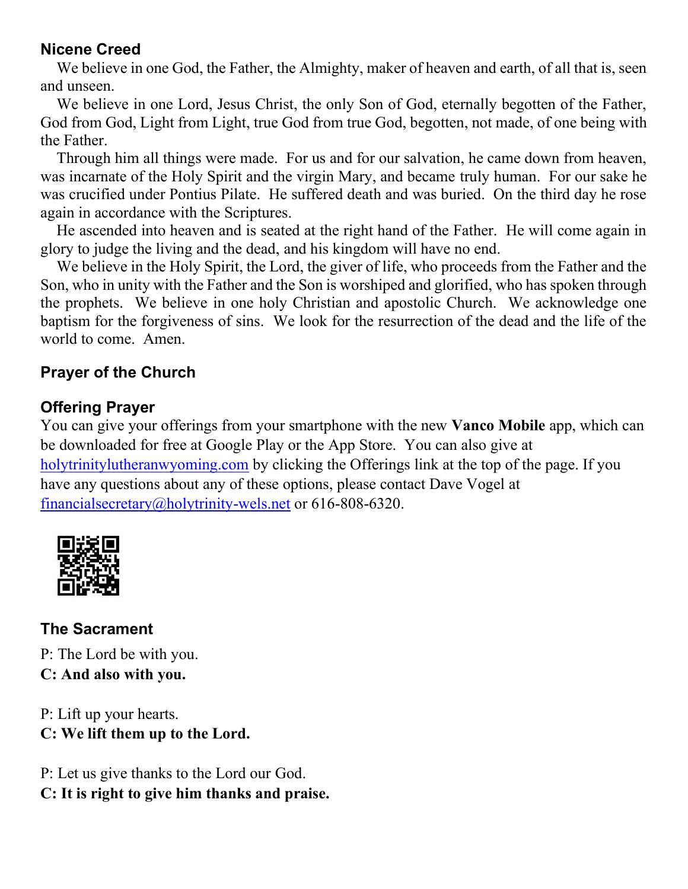### Nicene Creed

We believe in one God, the Father, the Almighty, maker of heaven and earth, of all that is, seen and unseen.

We believe in one Lord, Jesus Christ, the only Son of God, eternally begotten of the Father, God from God, Light from Light, true God from true God, begotten, not made, of one being with the Father.

Through him all things were made. For us and for our salvation, he came down from heaven, was incarnate of the Holy Spirit and the virgin Mary, and became truly human. For our sake he was crucified under Pontius Pilate. He suffered death and was buried. On the third day he rose again in accordance with the Scriptures.

He ascended into heaven and is seated at the right hand of the Father. He will come again in glory to judge the living and the dead, and his kingdom will have no end.

We believe in the Holy Spirit, the Lord, the giver of life, who proceeds from the Father and the Son, who in unity with the Father and the Son is worshiped and glorified, who has spoken through the prophets. We believe in one holy Christian and apostolic Church. We acknowledge one baptism for the forgiveness of sins. We look for the resurrection of the dead and the life of the world to come. Amen.

### Prayer of the Church

### Offering Prayer

You can give your offerings from your smartphone with the new **Vanco Mobile** app, which can be downloaded for free at Google Play or the App Store. You can also give at holytrinitylutheranwyoming.com by clicking the Offerings link at the top of the page. If you have any questions about any of these options, please contact Dave Vogel at financialsecretary@holytrinity-wels.net or 616-808-6320.

### The Sacrament

P: The Lord be with you.
**C: And also with you.**

P: Lift up your hearts.
**C: We lift them up to the Lord.**

P: Let us give thanks to the Lord our God.
**C: It is right to give him thanks and praise.**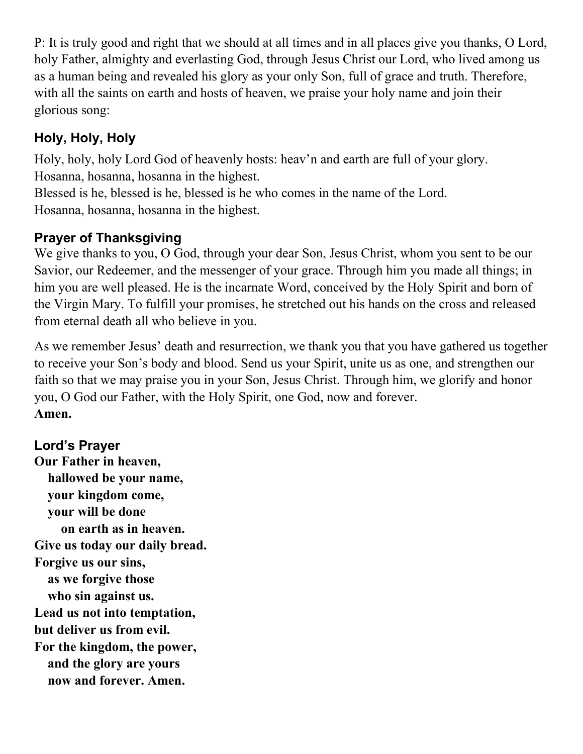P: It is truly good and right that we should at all times and in all places give you thanks, O Lord, holy Father, almighty and everlasting God, through Jesus Christ our Lord, who lived among us as a human being and revealed his glory as your only Son, full of grace and truth. Therefore, with all the saints on earth and hosts of heaven, we praise your holy name and join their glorious song:

### Holy, Holy, Holy

Holy, holy, holy Lord God of heavenly hosts: heav'n and earth are full of your glory.
Hosanna, hosanna, hosanna in the highest.
Blessed is he, blessed is he, blessed is he who comes in the name of the Lord.
Hosanna, hosanna, hosanna in the highest.

### Prayer of Thanksgiving

We give thanks to you, O God, through your dear Son, Jesus Christ, whom you sent to be our Savior, our Redeemer, and the messenger of your grace. Through him you made all things; in him you are well pleased. He is the incarnate Word, conceived by the Holy Spirit and born of the Virgin Mary. To fulfill your promises, he stretched out his hands on the cross and released from eternal death all who believe in you.

As we remember Jesus' death and resurrection, we thank you that you have gathered us together to receive your Son's body and blood. Send us your Spirit, unite us as one, and strengthen our faith so that we may praise you in your Son, Jesus Christ. Through him, we glorify and honor you, O God our Father, with the Holy Spirit, one God, now and forever.
**Amen.**

### Lord's Prayer

**Our Father in heaven,**
**hallowed be your name,**
**your kingdom come,**
**your will be done**
**on earth as in heaven.**
**Give us today our daily bread.**
**Forgive us our sins,**
**as we forgive those**
**who sin against us.**
**Lead us not into temptation,**
**but deliver us from evil.**
**For the kingdom, the power,**
**and the glory are yours**
**now and forever. Amen.**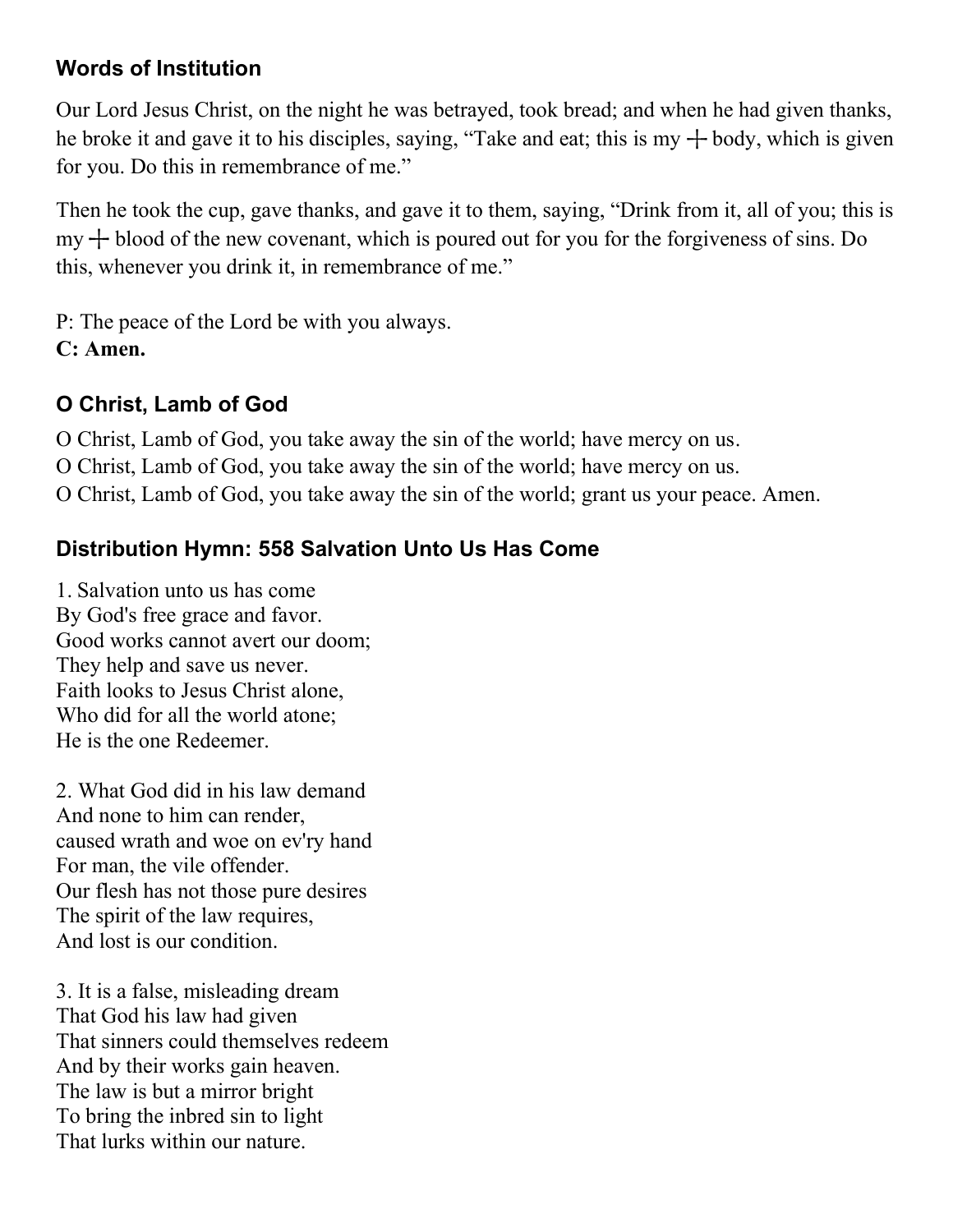### Words of Institution

Our Lord Jesus Christ, on the night he was betrayed, took bread; and when he had given thanks, he broke it and gave it to his disciples, saying, “Take and eat; this is my ┼ body, which is given for you. Do this in remembrance of me.”

Then he took the cup, gave thanks, and gave it to them, saying, “Drink from it, all of you; this is my ┼ blood of the new covenant, which is poured out for you for the forgiveness of sins. Do this, whenever you drink it, in remembrance of me.”

P: The peace of the Lord be with you always.
**C: Amen.**

### O Christ, Lamb of God

O Christ, Lamb of God, you take away the sin of the world; have mercy on us.
O Christ, Lamb of God, you take away the sin of the world; have mercy on us.
O Christ, Lamb of God, you take away the sin of the world; grant us your peace. Amen.

### Distribution Hymn: 558 Salvation Unto Us Has Come

1. Salvation unto us has come
By God's free grace and favor.
Good works cannot avert our doom;
They help and save us never.
Faith looks to Jesus Christ alone,
Who did for all the world atone;
He is the one Redeemer.

2. What God did in his law demand
And none to him can render,
caused wrath and woe on ev'ry hand
For man, the vile offender.
Our flesh has not those pure desires
The spirit of the law requires,
And lost is our condition.

3. It is a false, misleading dream
That God his law had given
That sinners could themselves redeem
And by their works gain heaven.
The law is but a mirror bright
To bring the inbred sin to light
That lurks within our nature.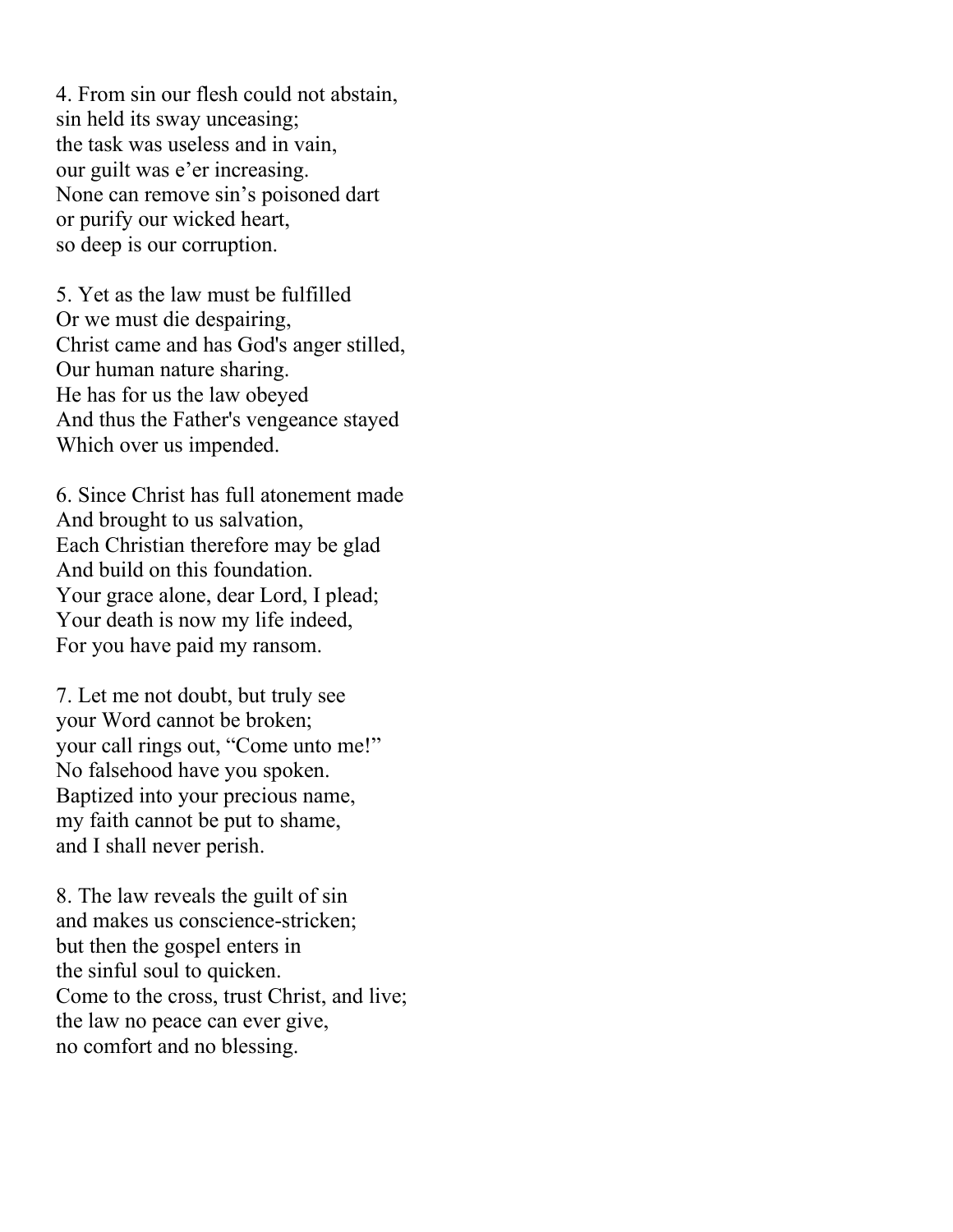4. From sin our flesh could not abstain,
sin held its sway unceasing;
the task was useless and in vain,
our guilt was e'er increasing.
None can remove sin's poisoned dart
or purify our wicked heart,
so deep is our corruption.

5. Yet as the law must be fulfilled
Or we must die despairing,
Christ came and has God's anger stilled,
Our human nature sharing.
He has for us the law obeyed
And thus the Father's vengeance stayed
Which over us impended.

6. Since Christ has full atonement made
And brought to us salvation,
Each Christian therefore may be glad
And build on this foundation.
Your grace alone, dear Lord, I plead;
Your death is now my life indeed,
For you have paid my ransom.

7. Let me not doubt, but truly see
your Word cannot be broken;
your call rings out, "Come unto me!"
No falsehood have you spoken.
Baptized into your precious name,
my faith cannot be put to shame,
and I shall never perish.

8. The law reveals the guilt of sin
and makes us conscience-stricken;
but then the gospel enters in
the sinful soul to quicken.
Come to the cross, trust Christ, and live;
the law no peace can ever give,
no comfort and no blessing.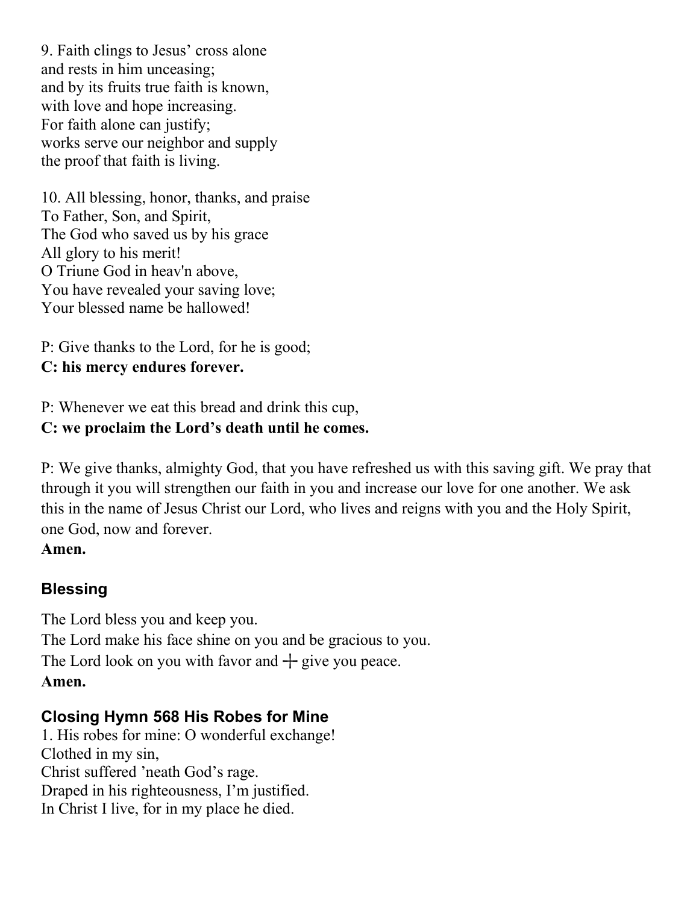9. Faith clings to Jesus' cross alone
and rests in him unceasing;
and by its fruits true faith is known,
with love and hope increasing.
For faith alone can justify;
works serve our neighbor and supply
the proof that faith is living.

10. All blessing, honor, thanks, and praise
To Father, Son, and Spirit,
The God who saved us by his grace
All glory to his merit!
O Triune God in heav'n above,
You have revealed your saving love;
Your blessed name be hallowed!

P: Give thanks to the Lord, for he is good;
**C: his mercy endures forever.**

P: Whenever we eat this bread and drink this cup,
**C: we proclaim the Lord's death until he comes.**

P: We give thanks, almighty God, that you have refreshed us with this saving gift. We pray that through it you will strengthen our faith in you and increase our love for one another. We ask this in the name of Jesus Christ our Lord, who lives and reigns with you and the Holy Spirit, one God, now and forever.
**Amen.**

## Blessing

The Lord bless you and keep you.
The Lord make his face shine on you and be gracious to you.
The Lord look on you with favor and ┼ give you peace.
**Amen.**

## Closing Hymn 568 His Robes for Mine

1. His robes for mine: O wonderful exchange!
Clothed in my sin,
Christ suffered 'neath God's rage.
Draped in his righteousness, I'm justified.
In Christ I live, for in my place he died.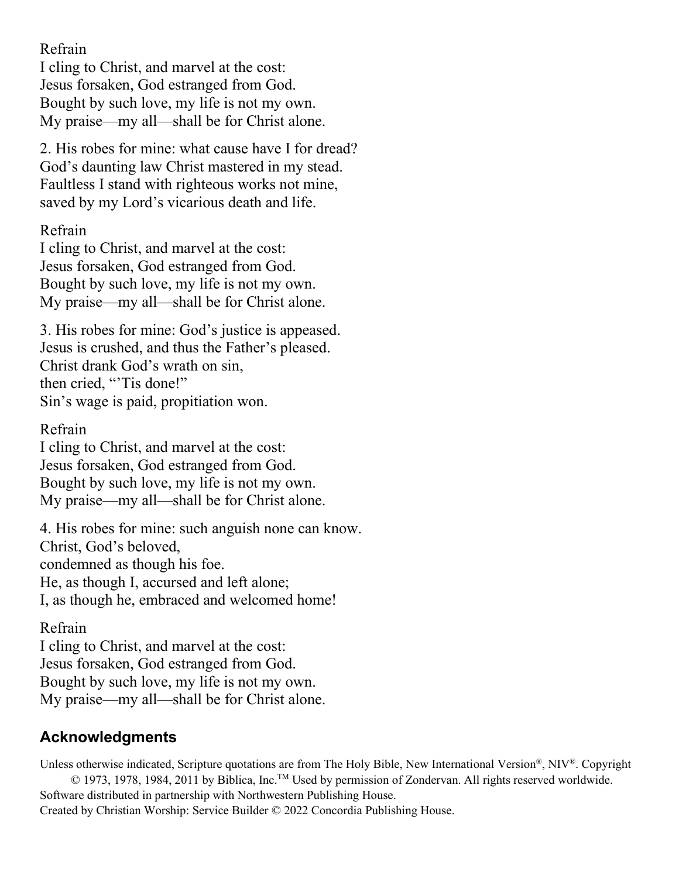Refrain
I cling to Christ, and marvel at the cost:
Jesus forsaken, God estranged from God.
Bought by such love, my life is not my own.
My praise—my all—shall be for Christ alone.

2. His robes for mine: what cause have I for dread?
God's daunting law Christ mastered in my stead.
Faultless I stand with righteous works not mine,
saved by my Lord's vicarious death and life.

Refrain
I cling to Christ, and marvel at the cost:
Jesus forsaken, God estranged from God.
Bought by such love, my life is not my own.
My praise—my all—shall be for Christ alone.

3. His robes for mine: God's justice is appeased.
Jesus is crushed, and thus the Father's pleased.
Christ drank God's wrath on sin,
then cried, "'Tis done!"
Sin's wage is paid, propitiation won.

Refrain
I cling to Christ, and marvel at the cost:
Jesus forsaken, God estranged from God.
Bought by such love, my life is not my own.
My praise—my all—shall be for Christ alone.

4. His robes for mine: such anguish none can know.
Christ, God's beloved,
condemned as though his foe.
He, as though I, accursed and left alone;
I, as though he, embraced and welcomed home!

Refrain
I cling to Christ, and marvel at the cost:
Jesus forsaken, God estranged from God.
Bought by such love, my life is not my own.
My praise—my all—shall be for Christ alone.

## Acknowledgments

Unless otherwise indicated, Scripture quotations are from The Holy Bible, New International Version®, NIV®. Copyright © 1973, 1978, 1984, 2011 by Biblica, Inc.™ Used by permission of Zondervan. All rights reserved worldwide.
Software distributed in partnership with Northwestern Publishing House.
Created by Christian Worship: Service Builder © 2022 Concordia Publishing House.